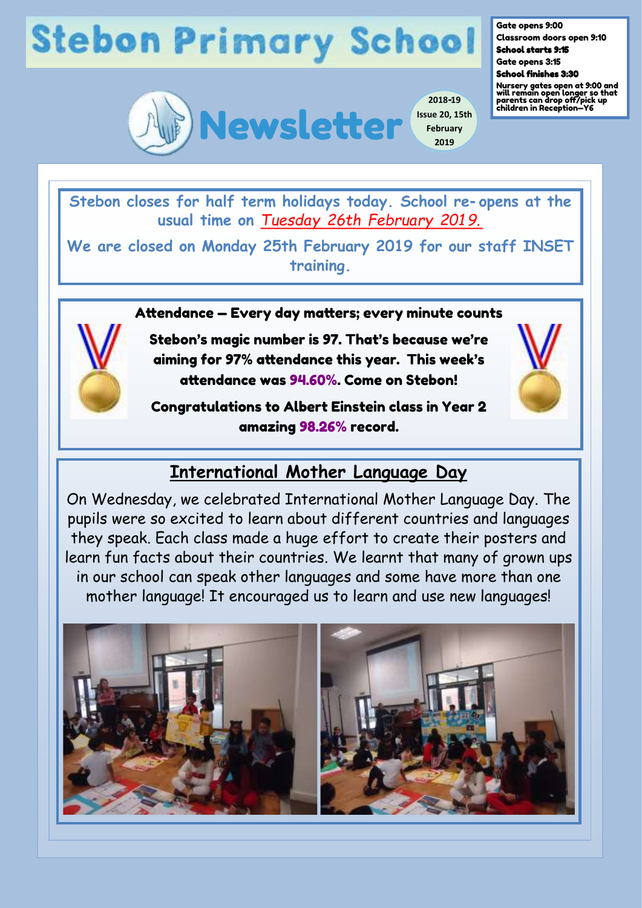# Stebon Primary School

**Gate opens 9:00**
**Classroom doors open 9:10**
**School starts 9:15**
**Gate opens 3:15**
**School finishes 3:30**
**Nursery gates open at 9:00 and will remain open longer so that parents can drop off/pick up children in Reception—Y6**

## Newsletter

2018-19
Issue 20, 15th February 2019

**Stebon closes for half term holidays today. School re-opens at the usual time on *Tuesday 26th February 2019.***

**We are closed on Monday 25th February 2019 for our staff INSET training.**

### Attendance — Every day matters; every minute counts

**Stebon's magic number is 97. That's because we're aiming for 97% attendance this year. This week's attendance was 94.60%. Come on Stebon!**

**Congratulations to Albert Einstein class in Year 2 amazing 98.26% record.**

## International Mother Language Day

On Wednesday, we celebrated International Mother Language Day. The pupils were so excited to learn about different countries and languages they speak. Each class made a huge effort to create their posters and learn fun facts about their countries. We learnt that many of grown ups in our school can speak other languages and some have more than one mother language! It encouraged us to learn and use new languages!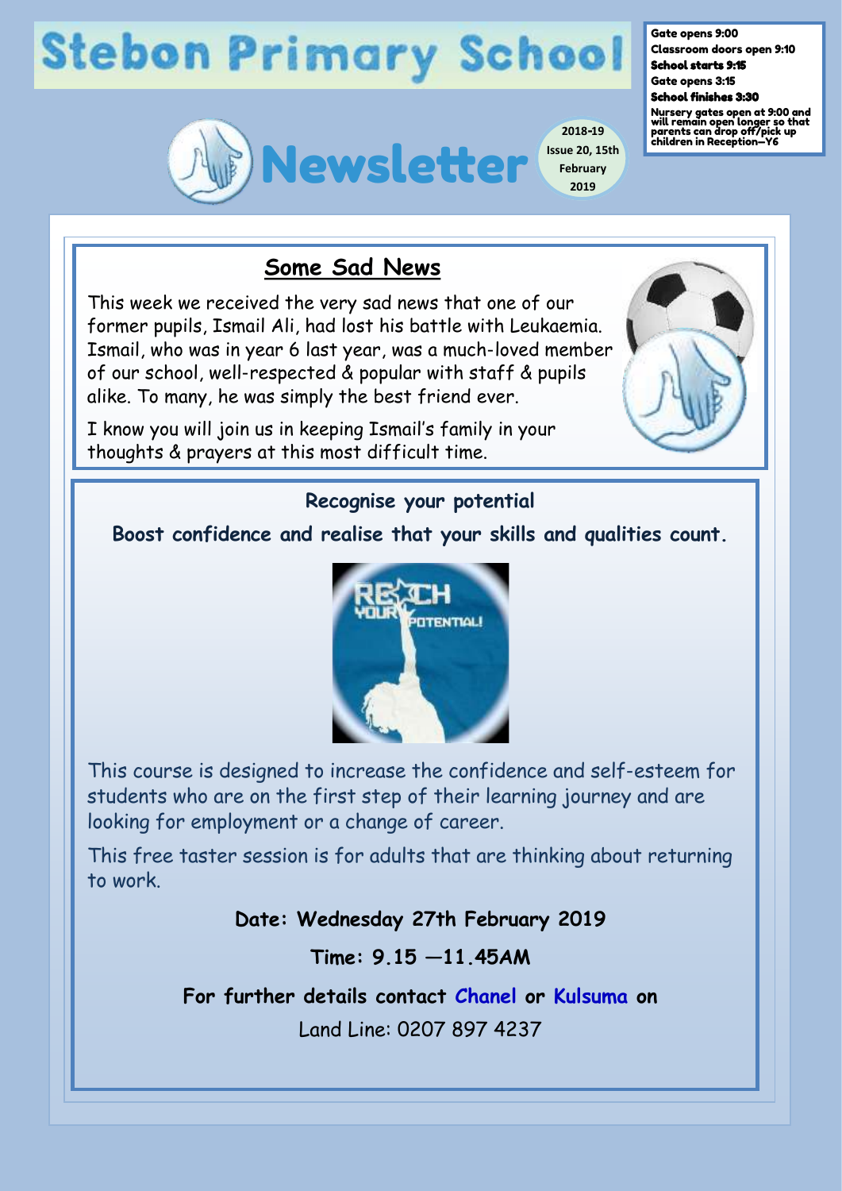# Stebon Primary School

Gate opens 9:00
Classroom doors open 9:10
**School starts 9:15**
Gate opens 3:15
**School finishes 3:30**
Nursery gates open at 9:00 and will remain open longer so that parents can drop off/pick up children in Reception—Y6

# Newsletter

2018-19 Issue 20, 15th February 2019

## Some Sad News

This week we received the very sad news that one of our former pupils, Ismail Ali, had lost his battle with Leukaemia. Ismail, who was in year 6 last year, was a much-loved member of our school, well-respected & popular with staff & pupils alike. To many, he was simply the best friend ever.

I know you will join us in keeping Ismail's family in your thoughts & prayers at this most difficult time.

### Recognise your potential

**Boost confidence and realise that your skills and qualities count.**

This course is designed to increase the confidence and self-esteem for students who are on the first step of their learning journey and are looking for employment or a change of career.

This free taster session is for adults that are thinking about returning to work.

**Date: Wednesday 27th February 2019**

**Time: 9.15 —11.45AM**

**For further details contact Chanel or Kulsuma on**

Land Line: 0207 897 4237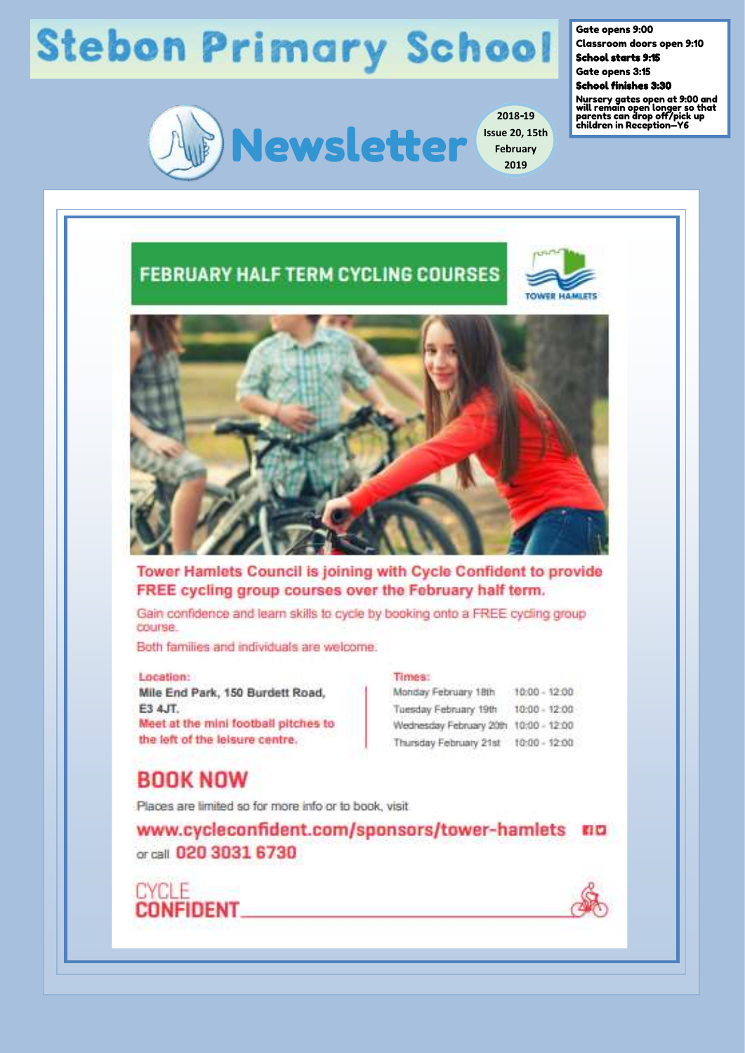# Stebon Primary School

Gate opens 9:00
Classroom doors open 9:10
**School starts 9:15**
Gate opens 3:15
**School finishes 3:30**
Nursery gates open at 9:00 and will remain open longer so that parents can drop off/pick up children in Reception—Y6

# Newsletter

2018-19
Issue 20, 15th February 2019

## FEBRUARY HALF TERM CYCLING COURSES

TOWER HAMLETS

**Tower Hamlets Council is joining with Cycle Confident to provide FREE cycling group courses over the February half term.**

Gain confidence and learn skills to cycle by booking onto a FREE cycling group course.

Both families and individuals are welcome.

**Location:**
**Mile End Park, 150 Burdett Road, E3 4JT.**
**Meet at the mini football pitches to the left of the leisure centre.**

**Times:**

| | |
|---|---|
| Monday February 18th | 10:00 - 12:00 |
| Tuesday February 19th | 10:00 - 12:00 |
| Wednesday February 20th | 10:00 - 12:00 |
| Thursday February 21st | 10:00 - 12:00 |

## BOOK NOW

Places are limited so for more info or to book, visit

**www.cycleconfident.com/sponsors/tower-hamlets**

or call **020 3031 6730**

CYCLE CONFIDENT